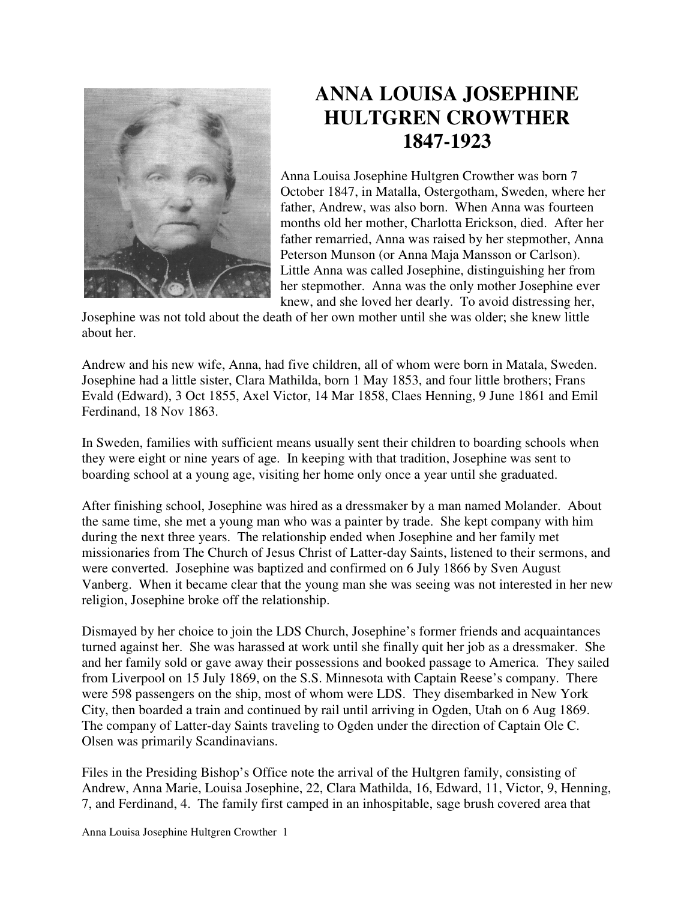# ANNA LOUISA JOSEPHINE HULTGREN CROWTHER 1847-1923

Anna Louisa Josephine Hultgren Crowther was born 7 October 1847, in Matalla, Ostergotham, Sweden, where her father, Andrew, was also born. When Anna was fourteen months old her mother, Charlotta Erickson, died. After her father remarried, Anna was raised by her stepmother, Anna Peterson Munson (or Anna Maja Mansson or Carlson). Little Anna was called Josephine, distinguishing her from her stepmother. Anna was the only mother Josephine ever knew, and she loved her dearly. To avoid distressing her, Josephine was not told about the death of her own mother until she was older; she knew little about her.

Andrew and his new wife, Anna, had five children, all of whom were born in Matala, Sweden. Josephine had a little sister, Clara Mathilda, born 1 May 1853, and four little brothers; Frans Evald (Edward), 3 Oct 1855, Axel Victor, 14 Mar 1858, Claes Henning, 9 June 1861 and Emil Ferdinand, 18 Nov 1863.

In Sweden, families with sufficient means usually sent their children to boarding schools when they were eight or nine years of age. In keeping with that tradition, Josephine was sent to boarding school at a young age, visiting her home only once a year until she graduated.

After finishing school, Josephine was hired as a dressmaker by a man named Molander. About the same time, she met a young man who was a painter by trade. She kept company with him during the next three years. The relationship ended when Josephine and her family met missionaries from The Church of Jesus Christ of Latter-day Saints, listened to their sermons, and were converted. Josephine was baptized and confirmed on 6 July 1866 by Sven August Vanberg. When it became clear that the young man she was seeing was not interested in her new religion, Josephine broke off the relationship.

Dismayed by her choice to join the LDS Church, Josephine's former friends and acquaintances turned against her. She was harassed at work until she finally quit her job as a dressmaker. She and her family sold or gave away their possessions and booked passage to America. They sailed from Liverpool on 15 July 1869, on the S.S. Minnesota with Captain Reese's company. There were 598 passengers on the ship, most of whom were LDS. They disembarked in New York City, then boarded a train and continued by rail until arriving in Ogden, Utah on 6 Aug 1869. The company of Latter-day Saints traveling to Ogden under the direction of Captain Ole C. Olsen was primarily Scandinavians.

Files in the Presiding Bishop's Office note the arrival of the Hultgren family, consisting of Andrew, Anna Marie, Louisa Josephine, 22, Clara Mathilda, 16, Edward, 11, Victor, 9, Henning, 7, and Ferdinand, 4. The family first camped in an inhospitable, sage brush covered area that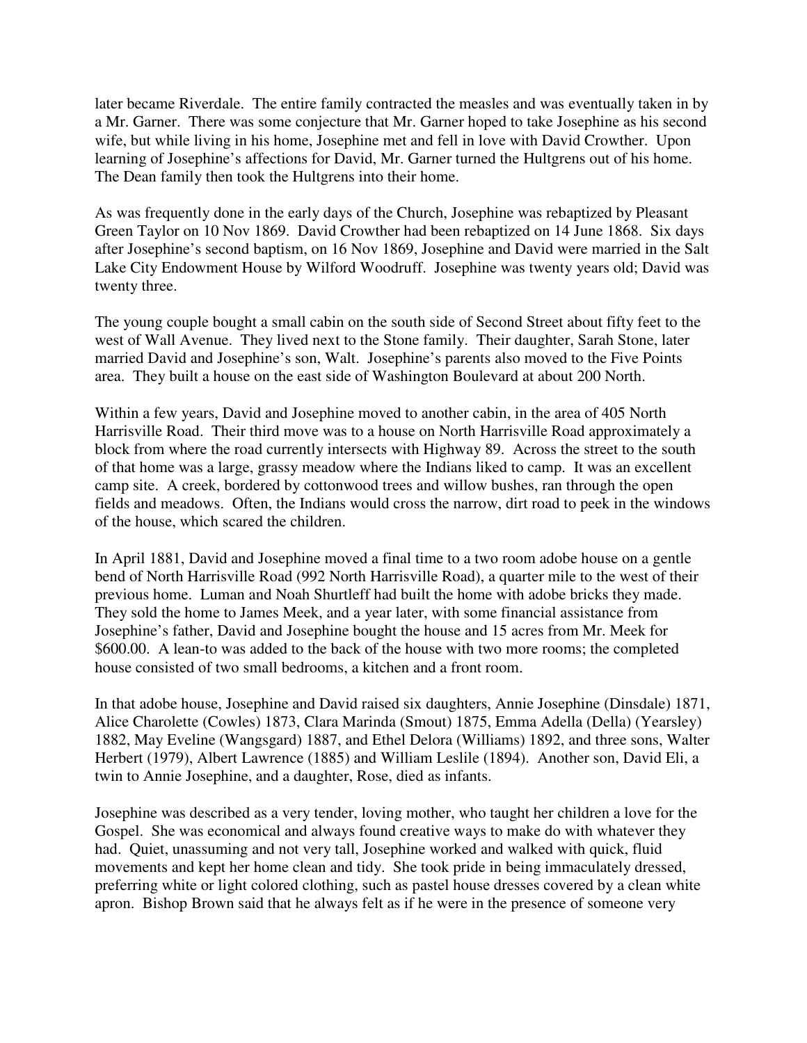later became Riverdale. The entire family contracted the measles and was eventually taken in by a Mr. Garner. There was some conjecture that Mr. Garner hoped to take Josephine as his second wife, but while living in his home, Josephine met and fell in love with David Crowther. Upon learning of Josephine's affections for David, Mr. Garner turned the Hultgrens out of his home. The Dean family then took the Hultgrens into their home.

As was frequently done in the early days of the Church, Josephine was rebaptized by Pleasant Green Taylor on 10 Nov 1869. David Crowther had been rebaptized on 14 June 1868. Six days after Josephine's second baptism, on 16 Nov 1869, Josephine and David were married in the Salt Lake City Endowment House by Wilford Woodruff. Josephine was twenty years old; David was twenty three.

The young couple bought a small cabin on the south side of Second Street about fifty feet to the west of Wall Avenue. They lived next to the Stone family. Their daughter, Sarah Stone, later married David and Josephine's son, Walt. Josephine's parents also moved to the Five Points area. They built a house on the east side of Washington Boulevard at about 200 North.

Within a few years, David and Josephine moved to another cabin, in the area of 405 North Harrisville Road. Their third move was to a house on North Harrisville Road approximately a block from where the road currently intersects with Highway 89. Across the street to the south of that home was a large, grassy meadow where the Indians liked to camp. It was an excellent camp site. A creek, bordered by cottonwood trees and willow bushes, ran through the open fields and meadows. Often, the Indians would cross the narrow, dirt road to peek in the windows of the house, which scared the children.

In April 1881, David and Josephine moved a final time to a two room adobe house on a gentle bend of North Harrisville Road (992 North Harrisville Road), a quarter mile to the west of their previous home. Luman and Noah Shurtleff had built the home with adobe bricks they made. They sold the home to James Meek, and a year later, with some financial assistance from Josephine's father, David and Josephine bought the house and 15 acres from Mr. Meek for $600.00. A lean-to was added to the back of the house with two more rooms; the completed house consisted of two small bedrooms, a kitchen and a front room.

In that adobe house, Josephine and David raised six daughters, Annie Josephine (Dinsdale) 1871, Alice Charolette (Cowles) 1873, Clara Marinda (Smout) 1875, Emma Adella (Della) (Yearsley) 1882, May Eveline (Wangsgard) 1887, and Ethel Delora (Williams) 1892, and three sons, Walter Herbert (1979), Albert Lawrence (1885) and William Leslile (1894). Another son, David Eli, a twin to Annie Josephine, and a daughter, Rose, died as infants.

Josephine was described as a very tender, loving mother, who taught her children a love for the Gospel. She was economical and always found creative ways to make do with whatever they had. Quiet, unassuming and not very tall, Josephine worked and walked with quick, fluid movements and kept her home clean and tidy. She took pride in being immaculately dressed, preferring white or light colored clothing, such as pastel house dresses covered by a clean white apron. Bishop Brown said that he always felt as if he were in the presence of someone very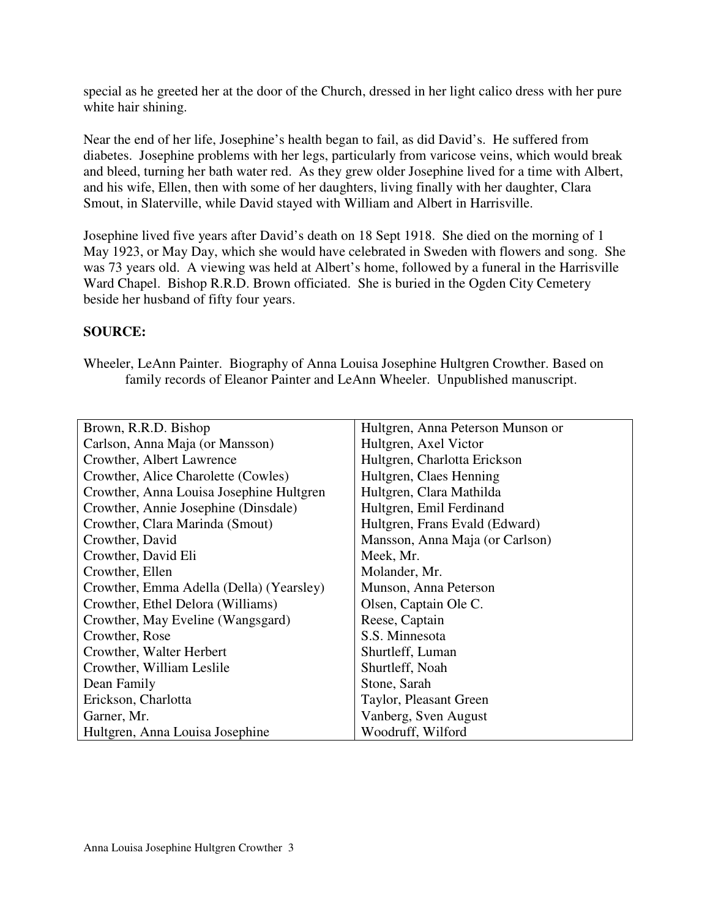special as he greeted her at the door of the Church, dressed in her light calico dress with her pure white hair shining.

Near the end of her life, Josephine's health began to fail, as did David's. He suffered from diabetes. Josephine problems with her legs, particularly from varicose veins, which would break and bleed, turning her bath water red. As they grew older Josephine lived for a time with Albert, and his wife, Ellen, then with some of her daughters, living finally with her daughter, Clara Smout, in Slaterville, while David stayed with William and Albert in Harrisville.

Josephine lived five years after David's death on 18 Sept 1918. She died on the morning of 1 May 1923, or May Day, which she would have celebrated in Sweden with flowers and song. She was 73 years old. A viewing was held at Albert's home, followed by a funeral in the Harrisville Ward Chapel. Bishop R.R.D. Brown officiated. She is buried in the Ogden City Cemetery beside her husband of fifty four years.

**SOURCE:**

Wheeler, LeAnn Painter. Biography of Anna Louisa Josephine Hultgren Crowther. Based on family records of Eleanor Painter and LeAnn Wheeler. Unpublished manuscript.

| | |
|---|---|
| Brown, R.R.D. Bishop | Hultgren, Anna Peterson Munson or |
| Carlson, Anna Maja (or Mansson) | Hultgren, Axel Victor |
| Crowther, Albert Lawrence | Hultgren, Charlotta Erickson |
| Crowther, Alice Charolette (Cowles) | Hultgren, Claes Henning |
| Crowther, Anna Louisa Josephine Hultgren | Hultgren, Clara Mathilda |
| Crowther, Annie Josephine (Dinsdale) | Hultgren, Emil Ferdinand |
| Crowther, Clara Marinda (Smout) | Hultgren, Frans Evald (Edward) |
| Crowther, David | Mansson, Anna Maja (or Carlson) |
| Crowther, David Eli | Meek, Mr. |
| Crowther, Ellen | Molander, Mr. |
| Crowther, Emma Adella (Della) (Yearsley) | Munson, Anna Peterson |
| Crowther, Ethel Delora (Williams) | Olsen, Captain Ole C. |
| Crowther, May Eveline (Wangsgard) | Reese, Captain |
| Crowther, Rose | S.S. Minnesota |
| Crowther, Walter Herbert | Shurtleff, Luman |
| Crowther, William Leslile | Shurtleff, Noah |
| Dean Family | Stone, Sarah |
| Erickson, Charlotta | Taylor, Pleasant Green |
| Garner, Mr. | Vanberg, Sven August |
| Hultgren, Anna Louisa Josephine | Woodruff, Wilford |